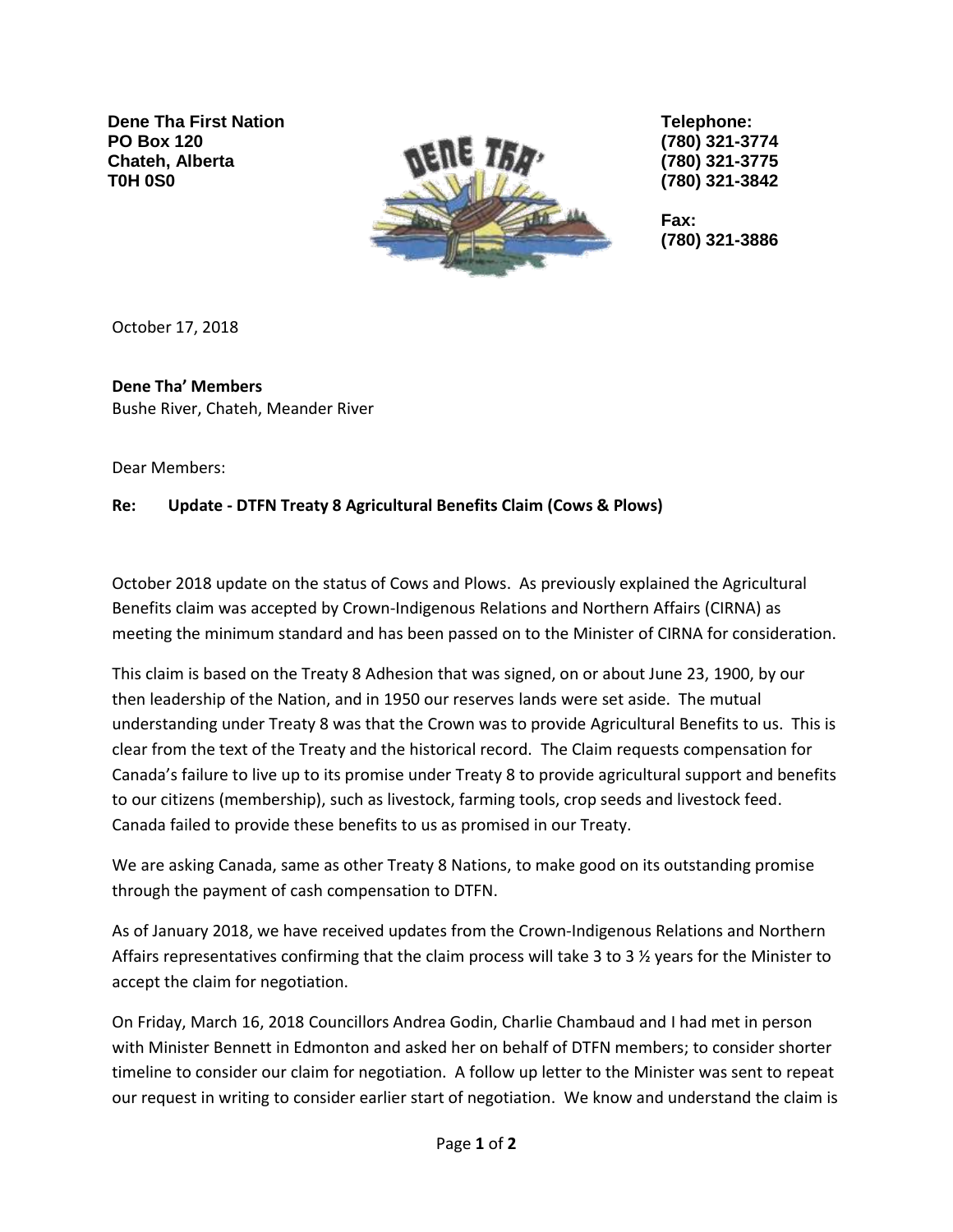**Dene Tha First Nation**
**PO Box 120**
**Chateh, Alberta**
**T0H 0S0**

**Telephone:**
**(780) 321-3774**
**(780) 321-3775**
**(780) 321-3842**

**Fax:**
**(780) 321-3886**

October 17, 2018

**Dene Tha' Members**
Bushe River, Chateh, Meander River

Dear Members:

**Re: Update - DTFN Treaty 8 Agricultural Benefits Claim (Cows & Plows)**

October 2018 update on the status of Cows and Plows. As previously explained the Agricultural Benefits claim was accepted by Crown-Indigenous Relations and Northern Affairs (CIRNA) as meeting the minimum standard and has been passed on to the Minister of CIRNA for consideration.

This claim is based on the Treaty 8 Adhesion that was signed, on or about June 23, 1900, by our then leadership of the Nation, and in 1950 our reserves lands were set aside. The mutual understanding under Treaty 8 was that the Crown was to provide Agricultural Benefits to us. This is clear from the text of the Treaty and the historical record. The Claim requests compensation for Canada's failure to live up to its promise under Treaty 8 to provide agricultural support and benefits to our citizens (membership), such as livestock, farming tools, crop seeds and livestock feed. Canada failed to provide these benefits to us as promised in our Treaty.

We are asking Canada, same as other Treaty 8 Nations, to make good on its outstanding promise through the payment of cash compensation to DTFN.

As of January 2018, we have received updates from the Crown-Indigenous Relations and Northern Affairs representatives confirming that the claim process will take 3 to 3 ½ years for the Minister to accept the claim for negotiation.

On Friday, March 16, 2018 Councillors Andrea Godin, Charlie Chambaud and I had met in person with Minister Bennett in Edmonton and asked her on behalf of DTFN members; to consider shorter timeline to consider our claim for negotiation. A follow up letter to the Minister was sent to repeat our request in writing to consider earlier start of negotiation. We know and understand the claim is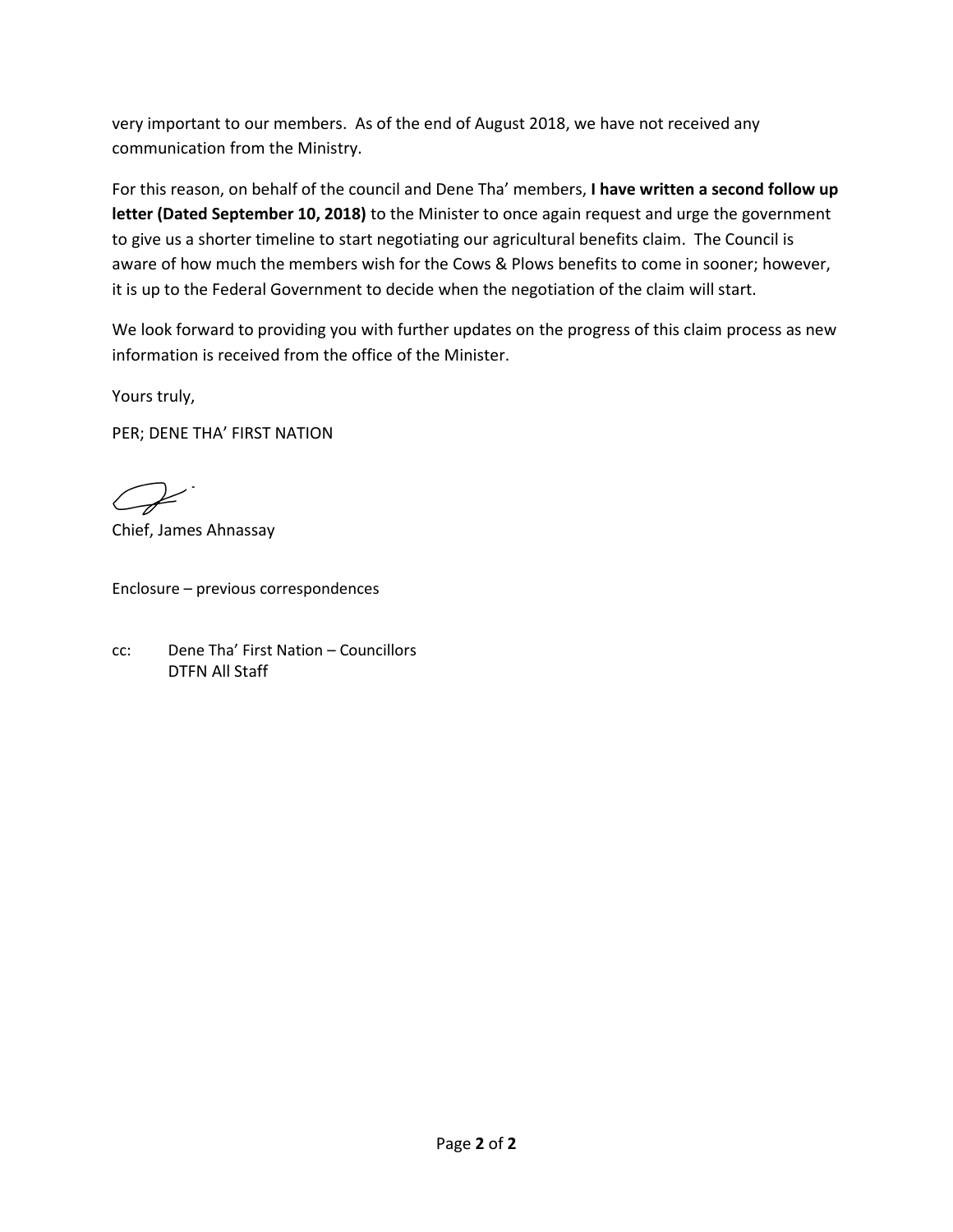very important to our members. As of the end of August 2018, we have not received any communication from the Ministry.

For this reason, on behalf of the council and Dene Tha' members, **I have written a second follow up letter (Dated September 10, 2018)** to the Minister to once again request and urge the government to give us a shorter timeline to start negotiating our agricultural benefits claim. The Council is aware of how much the members wish for the Cows & Plows benefits to come in sooner; however, it is up to the Federal Government to decide when the negotiation of the claim will start.

We look forward to providing you with further updates on the progress of this claim process as new information is received from the office of the Minister.

Yours truly,

PER; DENE THA' FIRST NATION

Chief, James Ahnassay

Enclosure – previous correspondences

cc: Dene Tha' First Nation – Councillors
DTFN All Staff